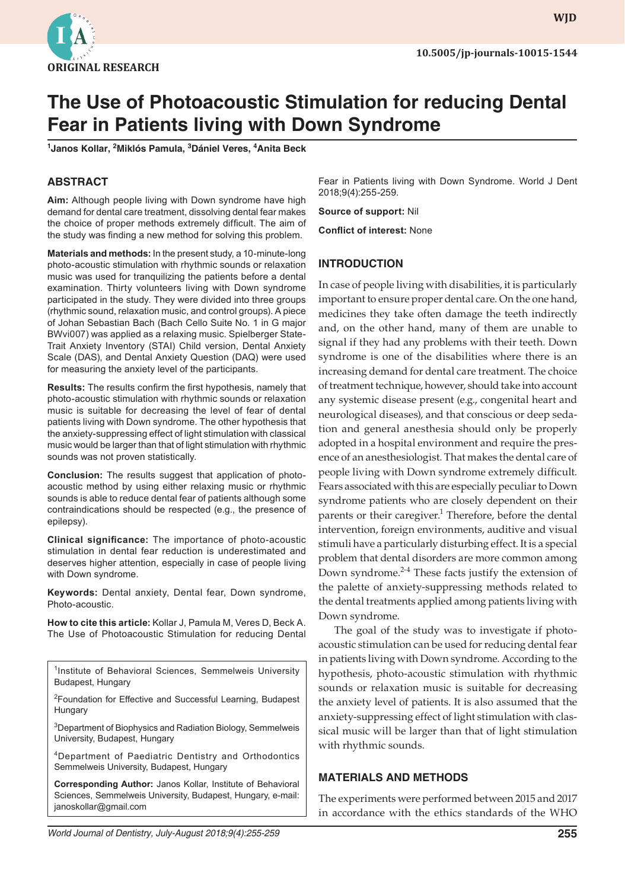ORIGINAL RESEARCH

10.5005/jp-journals-10015-1544

# The Use of Photoacoustic Stimulation for reducing Dental Fear in Patients living with Down Syndrome

[1]Janos Kollar, [2]Miklós Pamula, [3]Dániel Veres, [4]Anita Beck

## ABSTRACT

**Aim:** Although people living with Down syndrome have high demand for dental care treatment, dissolving dental fear makes the choice of proper methods extremely difficult. The aim of the study was finding a new method for solving this problem.

**Materials and methods:** In the present study, a 10-minute-long photo-acoustic stimulation with rhythmic sounds or relaxation music was used for tranquilizing the patients before a dental examination. Thirty volunteers living with Down syndrome participated in the study. They were divided into three groups (rhythmic sound, relaxation music, and control groups). A piece of Johan Sebastian Bach (Bach Cello Suite No. 1 in G major BWvi007) was applied as a relaxing music. Spielberger State-Trait Anxiety Inventory (STAI) Child version, Dental Anxiety Scale (DAS), and Dental Anxiety Question (DAQ) were used for measuring the anxiety level of the participants.

**Results:** The results confirm the first hypothesis, namely that photo-acoustic stimulation with rhythmic sounds or relaxation music is suitable for decreasing the level of fear of dental patients living with Down syndrome. The other hypothesis that the anxiety-suppressing effect of light stimulation with classical music would be larger than that of light stimulation with rhythmic sounds was not proven statistically.

**Conclusion:** The results suggest that application of photo-acoustic method by using either relaxing music or rhythmic sounds is able to reduce dental fear of patients although some contraindications should be respected (e.g., the presence of epilepsy).

**Clinical significance:** The importance of photo-acoustic stimulation in dental fear reduction is underestimated and deserves higher attention, especially in case of people living with Down syndrome.

**Keywords:** Dental anxiety, Dental fear, Down syndrome, Photo-acoustic.

**How to cite this article:** Kollar J, Pamula M, Veres D, Beck A. The Use of Photoacoustic Stimulation for reducing Dental Fear in Patients living with Down Syndrome. World J Dent 2018;9(4):255-259.

**Source of support:** Nil

**Conflict of interest:** None

[1]Institute of Behavioral Sciences, Semmelweis University Budapest, Hungary

[2]Foundation for Effective and Successful Learning, Budapest Hungary

[3]Department of Biophysics and Radiation Biology, Semmelweis University, Budapest, Hungary

[4]Department of Paediatric Dentistry and Orthodontics Semmelweis University, Budapest, Hungary

**Corresponding Author:** Janos Kollar, Institute of Behavioral Sciences, Semmelweis University, Budapest, Hungary, e-mail: janoskollar@gmail.com

## INTRODUCTION

In case of people living with disabilities, it is particularly important to ensure proper dental care. On the one hand, medicines they take often damage the teeth indirectly and, on the other hand, many of them are unable to signal if they had any problems with their teeth. Down syndrome is one of the disabilities where there is an increasing demand for dental care treatment. The choice of treatment technique, however, should take into account any systemic disease present (e.g., congenital heart and neurological diseases), and that conscious or deep sedation and general anesthesia should only be properly adopted in a hospital environment and require the presence of an anesthesiologist. That makes the dental care of people living with Down syndrome extremely difficult. Fears associated with this are especially peculiar to Down syndrome patients who are closely dependent on their parents or their caregiver.[1] Therefore, before the dental intervention, foreign environments, auditive and visual stimuli have a particularly disturbing effect. It is a special problem that dental disorders are more common among Down syndrome.[2-4] These facts justify the extension of the palette of anxiety-suppressing methods related to the dental treatments applied among patients living with Down syndrome.

The goal of the study was to investigate if photo-acoustic stimulation can be used for reducing dental fear in patients living with Down syndrome. According to the hypothesis, photo-acoustic stimulation with rhythmic sounds or relaxation music is suitable for decreasing the anxiety level of patients. It is also assumed that the anxiety-suppressing effect of light stimulation with classical music will be larger than that of light stimulation with rhythmic sounds.

## MATERIALS AND METHODS

The experiments were performed between 2015 and 2017 in accordance with the ethics standards of the WHO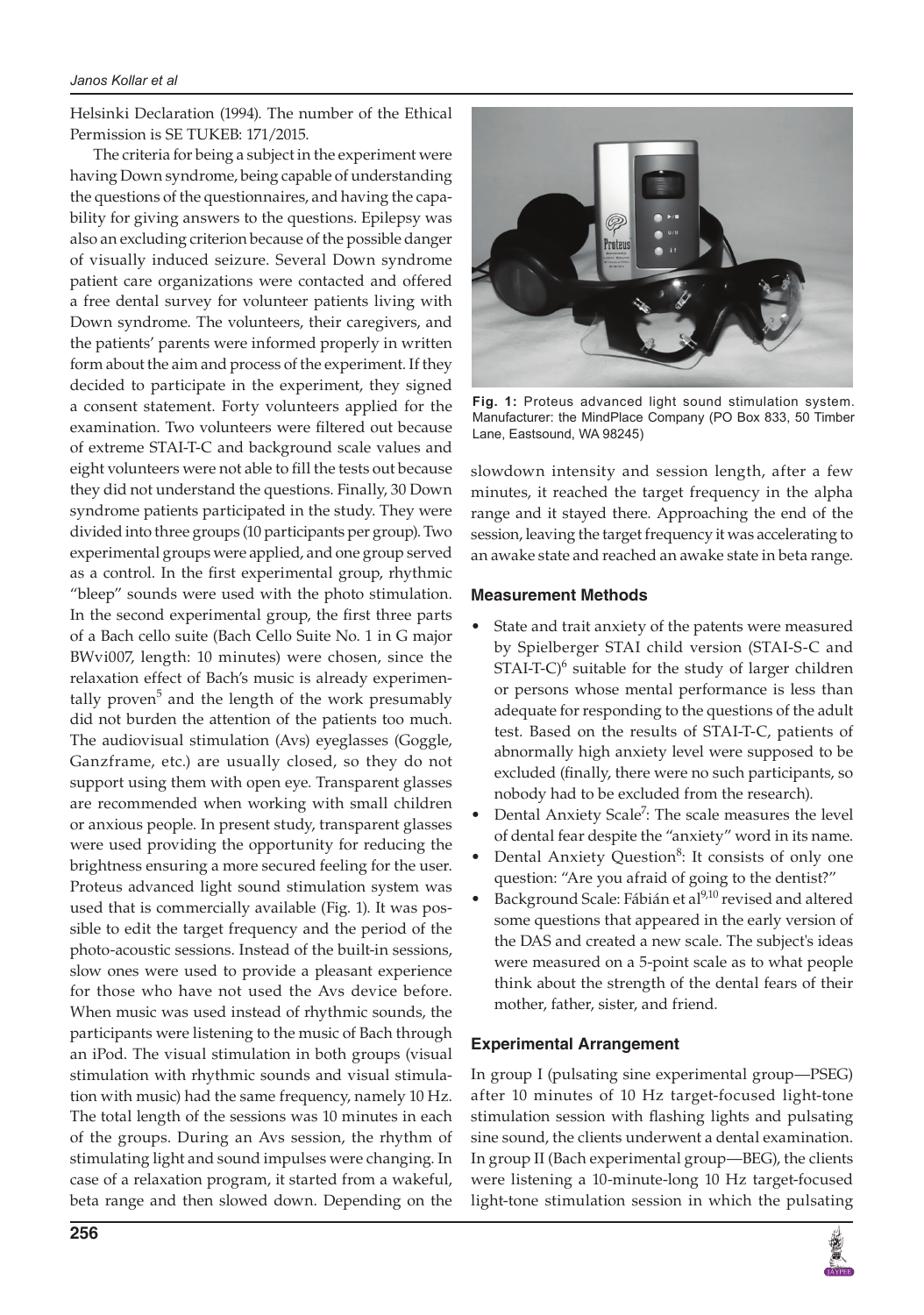Helsinki Declaration (1994). The number of the Ethical Permission is SE TUKEB: 171/2015.

The criteria for being a subject in the experiment were having Down syndrome, being capable of understanding the questions of the questionnaires, and having the capability for giving answers to the questions. Epilepsy was also an excluding criterion because of the possible danger of visually induced seizure. Several Down syndrome patient care organizations were contacted and offered a free dental survey for volunteer patients living with Down syndrome. The volunteers, their caregivers, and the patients' parents were informed properly in written form about the aim and process of the experiment. If they decided to participate in the experiment, they signed a consent statement. Forty volunteers applied for the examination. Two volunteers were filtered out because of extreme STAI-T-C and background scale values and eight volunteers were not able to fill the tests out because they did not understand the questions. Finally, 30 Down syndrome patients participated in the study. They were divided into three groups (10 participants per group). Two experimental groups were applied, and one group served as a control. In the first experimental group, rhythmic "bleep" sounds were used with the photo stimulation. In the second experimental group, the first three parts of a Bach cello suite (Bach Cello Suite No. 1 in G major BWvi007, length: 10 minutes) were chosen, since the relaxation effect of Bach's music is already experimentally proven[5] and the length of the work presumably did not burden the attention of the patients too much. The audiovisual stimulation (Avs) eyeglasses (Goggle, Ganzframe, etc.) are usually closed, so they do not support using them with open eye. Transparent glasses are recommended when working with small children or anxious people. In present study, transparent glasses were used providing the opportunity for reducing the brightness ensuring a more secured feeling for the user. Proteus advanced light sound stimulation system was used that is commercially available (Fig. 1). It was possible to edit the target frequency and the period of the photo-acoustic sessions. Instead of the built-in sessions, slow ones were used to provide a pleasant experience for those who have not used the Avs device before. When music was used instead of rhythmic sounds, the participants were listening to the music of Bach through an iPod. The visual stimulation in both groups (visual stimulation with rhythmic sounds and visual stimulation with music) had the same frequency, namely 10 Hz. The total length of the sessions was 10 minutes in each of the groups. During an Avs session, the rhythm of stimulating light and sound impulses were changing. In case of a relaxation program, it started from a wakeful, beta range and then slowed down. Depending on the slowdown intensity and session length, after a few minutes, it reached the target frequency in the alpha range and it stayed there. Approaching the end of the session, leaving the target frequency it was accelerating to an awake state and reached an awake state in beta range.

**Fig. 1:** Proteus advanced light sound stimulation system. Manufacturer: the MindPlace Company (PO Box 833, 50 Timber Lane, Eastsound, WA 98245)

### Measurement Methods

- State and trait anxiety of the patents were measured by Spielberger STAI child version (STAI-S-C and STAI-T-C)[6] suitable for the study of larger children or persons whose mental performance is less than adequate for responding to the questions of the adult test. Based on the results of STAI-T-C, patients of abnormally high anxiety level were supposed to be excluded (finally, there were no such participants, so nobody had to be excluded from the research).
- Dental Anxiety Scale[7]: The scale measures the level of dental fear despite the "anxiety" word in its name.
- Dental Anxiety Question[8]: It consists of only one question: "Are you afraid of going to the dentist?"
- Background Scale: Fábián et al[9,10] revised and altered some questions that appeared in the early version of the DAS and created a new scale. The subject's ideas were measured on a 5-point scale as to what people think about the strength of the dental fears of their mother, father, sister, and friend.

### Experimental Arrangement

In group I (pulsating sine experimental group—PSEG) after 10 minutes of 10 Hz target-focused light-tone stimulation session with flashing lights and pulsating sine sound, the clients underwent a dental examination. In group II (Bach experimental group—BEG), the clients were listening a 10-minute-long 10 Hz target-focused light-tone stimulation session in which the pulsating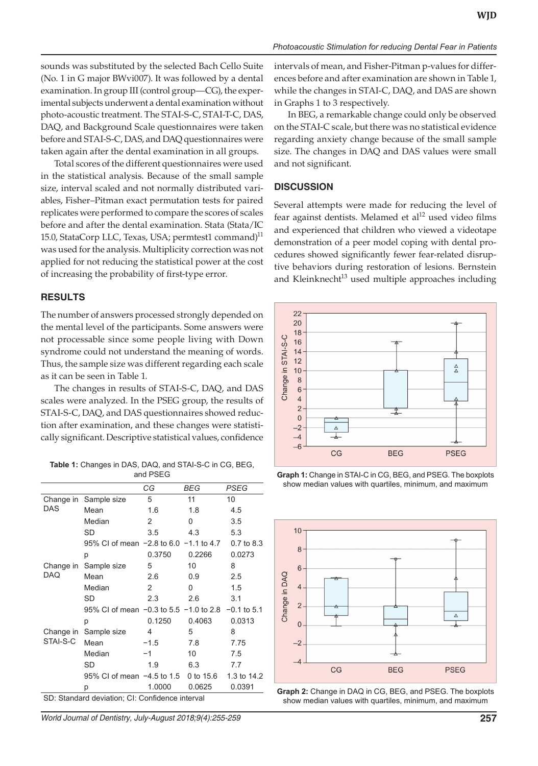sounds was substituted by the selected Bach Cello Suite (No. 1 in G major BWvi007). It was followed by a dental examination. In group III (control group—CG), the experimental subjects underwent a dental examination without photo-acoustic treatment. The STAI-S-C, STAI-T-C, DAS, DAQ, and Background Scale questionnaires were taken before and STAI-S-C, DAS, and DAQ questionnaires were taken again after the dental examination in all groups.

Total scores of the different questionnaires were used in the statistical analysis. Because of the small sample size, interval scaled and not normally distributed variables, Fisher–Pitman exact permutation tests for paired replicates were performed to compare the scores of scales before and after the dental examination. Stata (Stata/IC 15.0, StataCorp LLC, Texas, USA; permtest1 command)[11] was used for the analysis. Multiplicity correction was not applied for not reducing the statistical power at the cost of increasing the probability of first-type error.

## RESULTS

The number of answers processed strongly depended on the mental level of the participants. Some answers were not processable since some people living with Down syndrome could not understand the meaning of words. Thus, the sample size was different regarding each scale as it can be seen in Table 1.

The changes in results of STAI-S-C, DAQ, and DAS scales were analyzed. In the PSEG group, the results of STAI-S-C, DAQ, and DAS questionnaires showed reduction after examination, and these changes were statistically significant. Descriptive statistical values, confidence intervals of mean, and Fisher-Pitman p-values for differences before and after examination are shown in Table 1, while the changes in STAI-C, DAQ, and DAS are shown in Graphs 1 to 3 respectively.

In BEG, a remarkable change could only be observed on the STAI-C scale, but there was no statistical evidence regarding anxiety change because of the small sample size. The changes in DAQ and DAS values were small and not significant.

**Table 1:** Changes in DAS, DAQ, and STAI-S-C in CG, BEG, and PSEG

| | | CG | BEG | PSEG |
|---|---|---|---|---|
| Change in DAS | Sample size | 5 | 11 | 10 |
| | Mean | 1.6 | 1.8 | 4.5 |
| | Median | 2 | 0 | 3.5 |
| | SD | 3.5 | 4.3 | 5.3 |
| | 95% CI of mean | −2.8 to 6.0 | −1.1 to 4.7 | 0.7 to 8.3 |
| | p | 0.3750 | 0.2266 | 0.0273 |
| Change in DAQ | Sample size | 5 | 10 | 8 |
| | Mean | 2.6 | 0.9 | 2.5 |
| | Median | 2 | 0 | 1.5 |
| | SD | 2.3 | 2.6 | 3.1 |
| | 95% CI of mean | −0.3 to 5.5 | −1.0 to 2.8 | −0.1 to 5.1 |
| | p | 0.1250 | 0.4063 | 0.0313 |
| Change in STAI-S-C | Sample size | 4 | 5 | 8 |
| | Mean | −1.5 | 7.8 | 7.75 |
| | Median | −1 | 10 | 7.5 |
| | SD | 1.9 | 6.3 | 7.7 |
| | 95% CI of mean | −4.5 to 1.5 | 0 to 15.6 | 1.3 to 14.2 |
| | p | 1.0000 | 0.0625 | 0.0391 |

SD: Standard deviation; CI: Confidence interval

## DISCUSSION

Several attempts were made for reducing the level of fear against dentists. Melamed et al[12] used video films and experienced that children who viewed a videotape demonstration of a peer model coping with dental procedures showed significantly fewer fear-related disruptive behaviors during restoration of lesions. Bernstein and Kleinknecht[13] used multiple approaches including

**Graph 1:** Change in STAI-C in CG, BEG, and PSEG. The boxplots show median values with quartiles, minimum, and maximum

**Graph 2:** Change in DAQ in CG, BEG, and PSEG. The boxplots show median values with quartiles, minimum, and maximum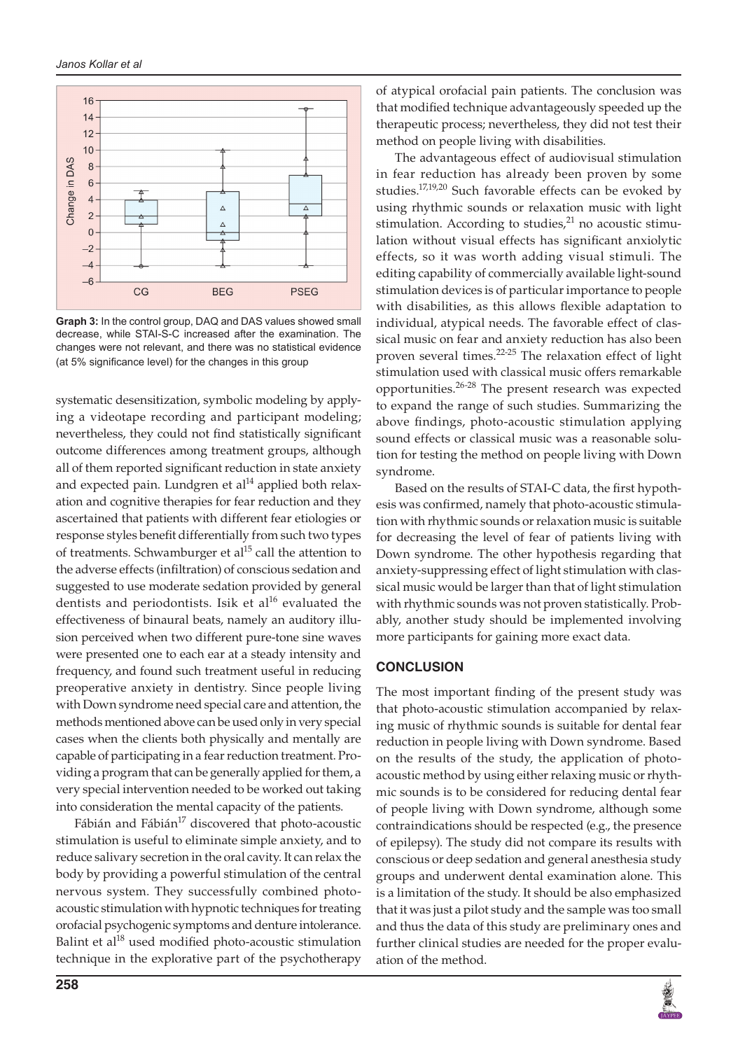**Graph 3:** In the control group, DAQ and DAS values showed small decrease, while STAI-S-C increased after the examination. The changes were not relevant, and there was no statistical evidence (at 5% significance level) for the changes in this group

systematic desensitization, symbolic modeling by applying a videotape recording and participant modeling; nevertheless, they could not find statistically significant outcome differences among treatment groups, although all of them reported significant reduction in state anxiety and expected pain. Lundgren et al[14] applied both relaxation and cognitive therapies for fear reduction and they ascertained that patients with different fear etiologies or response styles benefit differentially from such two types of treatments. Schwamburger et al[15] call the attention to the adverse effects (infiltration) of conscious sedation and suggested to use moderate sedation provided by general dentists and periodontists. Isik et al[16] evaluated the effectiveness of binaural beats, namely an auditory illusion perceived when two different pure-tone sine waves were presented one to each ear at a steady intensity and frequency, and found such treatment useful in reducing preoperative anxiety in dentistry. Since people living with Down syndrome need special care and attention, the methods mentioned above can be used only in very special cases when the clients both physically and mentally are capable of participating in a fear reduction treatment. Providing a program that can be generally applied for them, a very special intervention needed to be worked out taking into consideration the mental capacity of the patients.

Fábián and Fábián[17] discovered that photo-acoustic stimulation is useful to eliminate simple anxiety, and to reduce salivary secretion in the oral cavity. It can relax the body by providing a powerful stimulation of the central nervous system. They successfully combined photo-acoustic stimulation with hypnotic techniques for treating orofacial psychogenic symptoms and denture intolerance. Balint et al[18] used modified photo-acoustic stimulation technique in the explorative part of the psychotherapy of atypical orofacial pain patients. The conclusion was that modified technique advantageously speeded up the therapeutic process; nevertheless, they did not test their method on people living with disabilities.

The advantageous effect of audiovisual stimulation in fear reduction has already been proven by some studies.[17,19,20] Such favorable effects can be evoked by using rhythmic sounds or relaxation music with light stimulation. According to studies,[21] no acoustic stimulation without visual effects has significant anxiolytic effects, so it was worth adding visual stimuli. The editing capability of commercially available light-sound stimulation devices is of particular importance to people with disabilities, as this allows flexible adaptation to individual, atypical needs. The favorable effect of classical music on fear and anxiety reduction has also been proven several times.[22-25] The relaxation effect of light stimulation used with classical music offers remarkable opportunities.[26-28] The present research was expected to expand the range of such studies. Summarizing the above findings, photo-acoustic stimulation applying sound effects or classical music was a reasonable solution for testing the method on people living with Down syndrome.

Based on the results of STAI-C data, the first hypothesis was confirmed, namely that photo-acoustic stimulation with rhythmic sounds or relaxation music is suitable for decreasing the level of fear of patients living with Down syndrome. The other hypothesis regarding that anxiety-suppressing effect of light stimulation with classical music would be larger than that of light stimulation with rhythmic sounds was not proven statistically. Probably, another study should be implemented involving more participants for gaining more exact data.

## CONCLUSION

The most important finding of the present study was that photo-acoustic stimulation accompanied by relaxing music of rhythmic sounds is suitable for dental fear reduction in people living with Down syndrome. Based on the results of the study, the application of photo-acoustic method by using either relaxing music or rhythmic sounds is to be considered for reducing dental fear of people living with Down syndrome, although some contraindications should be respected (e.g., the presence of epilepsy). The study did not compare its results with conscious or deep sedation and general anesthesia study groups and underwent dental examination alone. This is a limitation of the study. It should be also emphasized that it was just a pilot study and the sample was too small and thus the data of this study are preliminary ones and further clinical studies are needed for the proper evaluation of the method.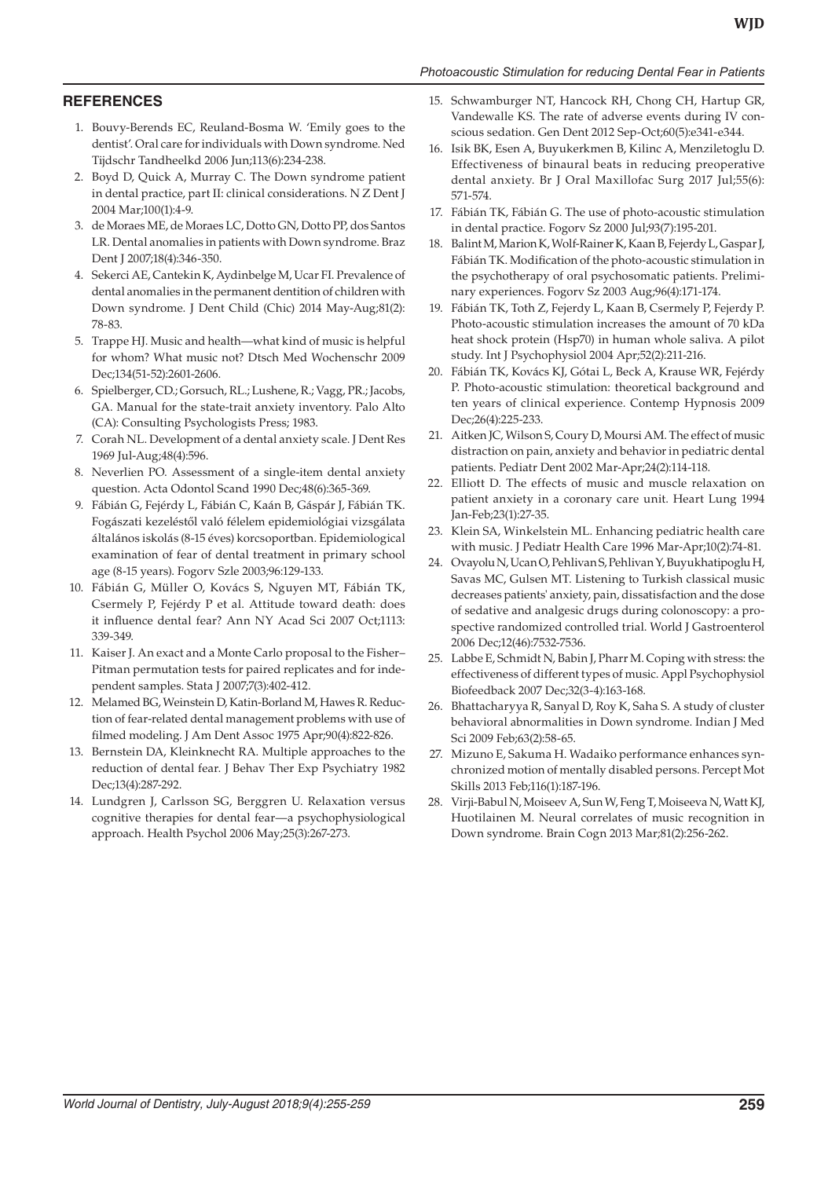## REFERENCES

1. Bouvy-Berends EC, Reuland-Bosma W. 'Emily goes to the dentist'. Oral care for individuals with Down syndrome. Ned Tijdschr Tandheelkd 2006 Jun;113(6):234-238.
2. Boyd D, Quick A, Murray C. The Down syndrome patient in dental practice, part II: clinical considerations. N Z Dent J 2004 Mar;100(1):4-9.
3. de Moraes ME, de Moraes LC, Dotto GN, Dotto PP, dos Santos LR. Dental anomalies in patients with Down syndrome. Braz Dent J 2007;18(4):346-350.
4. Sekerci AE, Cantekin K, Aydinbelge M, Ucar FI. Prevalence of dental anomalies in the permanent dentition of children with Down syndrome. J Dent Child (Chic) 2014 May-Aug;81(2): 78-83.
5. Trappe HJ. Music and health—what kind of music is helpful for whom? What music not? Dtsch Med Wochenschr 2009 Dec;134(51-52):2601-2606.
6. Spielberger, CD.; Gorsuch, RL.; Lushene, R.; Vagg, PR.; Jacobs, GA. Manual for the state-trait anxiety inventory. Palo Alto (CA): Consulting Psychologists Press; 1983.
7. Corah NL. Development of a dental anxiety scale. J Dent Res 1969 Jul-Aug;48(4):596.
8. Neverlien PO. Assessment of a single-item dental anxiety question. Acta Odontol Scand 1990 Dec;48(6):365-369.
9. Fábián G, Fejérdy L, Fábián C, Kaán B, Gáspár J, Fábián TK. Fogászati kezeléstől való félelem epidemiológiai vizsgálata általános iskolás (8-15 éves) korcsoportban. Epidemiological examination of fear of dental treatment in primary school age (8-15 years). Fogorv Szle 2003;96:129-133.
10. Fábián G, Müller O, Kovács S, Nguyen MT, Fábián TK, Csermely P, Fejérdy P et al. Attitude toward death: does it influence dental fear? Ann NY Acad Sci 2007 Oct;1113: 339-349.
11. Kaiser J. An exact and a Monte Carlo proposal to the Fisher–Pitman permutation tests for paired replicates and for independent samples. Stata J 2007;7(3):402-412.
12. Melamed BG, Weinstein D, Katin-Borland M, Hawes R. Reduction of fear-related dental management problems with use of filmed modeling. J Am Dent Assoc 1975 Apr;90(4):822-826.
13. Bernstein DA, Kleinknecht RA. Multiple approaches to the reduction of dental fear. J Behav Ther Exp Psychiatry 1982 Dec;13(4):287-292.
14. Lundgren J, Carlsson SG, Berggren U. Relaxation versus cognitive therapies for dental fear—a psychophysiological approach. Health Psychol 2006 May;25(3):267-273.
15. Schwamburger NT, Hancock RH, Chong CH, Hartup GR, Vandewalle KS. The rate of adverse events during IV conscious sedation. Gen Dent 2012 Sep-Oct;60(5):e341-e344.
16. Isik BK, Esen A, Buyukerkmen B, Kilinc A, Menziletoglu D. Effectiveness of binaural beats in reducing preoperative dental anxiety. Br J Oral Maxillofac Surg 2017 Jul;55(6): 571-574.
17. Fábián TK, Fábián G. The use of photo-acoustic stimulation in dental practice. Fogorv Sz 2000 Jul;93(7):195-201.
18. Balint M, Marion K, Wolf-Rainer K, Kaan B, Fejerdy L, Gaspar J, Fábián TK. Modification of the photo-acoustic stimulation in the psychotherapy of oral psychosomatic patients. Preliminary experiences. Fogorv Sz 2003 Aug;96(4):171-174.
19. Fábián TK, Toth Z, Fejerdy L, Kaan B, Csermely P, Fejerdy P. Photo-acoustic stimulation increases the amount of 70 kDa heat shock protein (Hsp70) in human whole saliva. A pilot study. Int J Psychophysiol 2004 Apr;52(2):211-216.
20. Fábián TK, Kovács KJ, Gótai L, Beck A, Krause WR, Fejérdy P. Photo-acoustic stimulation: theoretical background and ten years of clinical experience. Contemp Hypnosis 2009 Dec;26(4):225-233.
21. Aitken JC, Wilson S, Coury D, Moursi AM. The effect of music distraction on pain, anxiety and behavior in pediatric dental patients. Pediatr Dent 2002 Mar-Apr;24(2):114-118.
22. Elliott D. The effects of music and muscle relaxation on patient anxiety in a coronary care unit. Heart Lung 1994 Jan-Feb;23(1):27-35.
23. Klein SA, Winkelstein ML. Enhancing pediatric health care with music. J Pediatr Health Care 1996 Mar-Apr;10(2):74-81.
24. Ovayolu N, Ucan O, Pehlivan S, Pehlivan Y, Buyukhatipoglu H, Savas MC, Gulsen MT. Listening to Turkish classical music decreases patients' anxiety, pain, dissatisfaction and the dose of sedative and analgesic drugs during colonoscopy: a prospective randomized controlled trial. World J Gastroenterol 2006 Dec;12(46):7532-7536.
25. Labbe E, Schmidt N, Babin J, Pharr M. Coping with stress: the effectiveness of different types of music. Appl Psychophysiol Biofeedback 2007 Dec;32(3-4):163-168.
26. Bhattacharyya R, Sanyal D, Roy K, Saha S. A study of cluster behavioral abnormalities in Down syndrome. Indian J Med Sci 2009 Feb;63(2):58-65.
27. Mizuno E, Sakuma H. Wadaiko performance enhances synchronized motion of mentally disabled persons. Percept Mot Skills 2013 Feb;116(1):187-196.
28. Virji-Babul N, Moiseev A, Sun W, Feng T, Moiseeva N, Watt KJ, Huotilainen M. Neural correlates of music recognition in Down syndrome. Brain Cogn 2013 Mar;81(2):256-262.